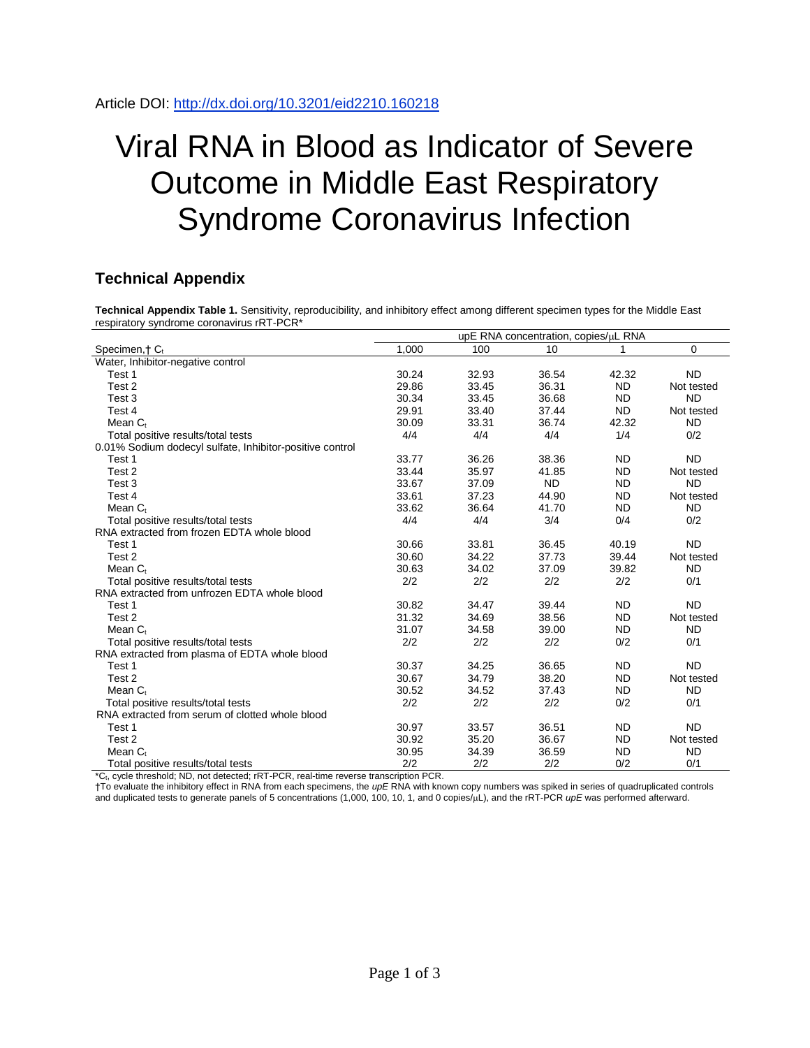Article DOI: http://dx.doi.org/10.3201/eid2210.160218

# Viral RNA in Blood as Indicator of Severe Outcome in Middle East Respiratory Syndrome Coronavirus Infection

## Technical Appendix

**Technical Appendix Table 1.** Sensitivity, reproducibility, and inhibitory effect among different specimen types for the Middle East respiratory syndrome coronavirus rRT-PCR*

| | upE RNA concentration, copies/μL RNA | | | | |
|---|---|---|---|---|---|
| Specimen,† $C_t$ | 1,000 | 100 | 10 | 1 | 0 |
| Water, Inhibitor-negative control | | | | | |
| Test 1 | 30.24 | 32.93 | 36.54 | 42.32 | ND |
| Test 2 | 29.86 | 33.45 | 36.31 | ND | Not tested |
| Test 3 | 30.34 | 33.45 | 36.68 | ND | ND |
| Test 4 | 29.91 | 33.40 | 37.44 | ND | Not tested |
| Mean $C_t$ | 30.09 | 33.31 | 36.74 | 42.32 | ND |
| Total positive results/total tests | 4/4 | 4/4 | 4/4 | 1/4 | 0/2 |
| 0.01% Sodium dodecyl sulfate, Inhibitor-positive control | | | | | |
| Test 1 | 33.77 | 36.26 | 38.36 | ND | ND |
| Test 2 | 33.44 | 35.97 | 41.85 | ND | Not tested |
| Test 3 | 33.67 | 37.09 | ND | ND | ND |
| Test 4 | 33.61 | 37.23 | 44.90 | ND | Not tested |
| Mean $C_t$ | 33.62 | 36.64 | 41.70 | ND | ND |
| Total positive results/total tests | 4/4 | 4/4 | 3/4 | 0/4 | 0/2 |
| RNA extracted from frozen EDTA whole blood | | | | | |
| Test 1 | 30.66 | 33.81 | 36.45 | 40.19 | ND |
| Test 2 | 30.60 | 34.22 | 37.73 | 39.44 | Not tested |
| Mean $C_t$ | 30.63 | 34.02 | 37.09 | 39.82 | ND |
| Total positive results/total tests | 2/2 | 2/2 | 2/2 | 2/2 | 0/1 |
| RNA extracted from unfrozen EDTA whole blood | | | | | |
| Test 1 | 30.82 | 34.47 | 39.44 | ND | ND |
| Test 2 | 31.32 | 34.69 | 38.56 | ND | Not tested |
| Mean $C_t$ | 31.07 | 34.58 | 39.00 | ND | ND |
| Total positive results/total tests | 2/2 | 2/2 | 2/2 | 0/2 | 0/1 |
| RNA extracted from plasma of EDTA whole blood | | | | | |
| Test 1 | 30.37 | 34.25 | 36.65 | ND | ND |
| Test 2 | 30.67 | 34.79 | 38.20 | ND | Not tested |
| Mean $C_t$ | 30.52 | 34.52 | 37.43 | ND | ND |
| Total positive results/total tests | 2/2 | 2/2 | 2/2 | 0/2 | 0/1 |
| RNA extracted from serum of clotted whole blood | | | | | |
| Test 1 | 30.97 | 33.57 | 36.51 | ND | ND |
| Test 2 | 30.92 | 35.20 | 36.67 | ND | Not tested |
| Mean $C_t$ | 30.95 | 34.39 | 36.59 | ND | ND |
| Total positive results/total tests | 2/2 | 2/2 | 2/2 | 0/2 | 0/1 |

*$C_t$, cycle threshold; ND, not detected; rRT-PCR, real-time reverse transcription PCR.

†To evaluate the inhibitory effect in RNA from each specimens, the *upE* RNA with known copy numbers was spiked in series of quadruplicated controls and duplicated tests to generate panels of 5 concentrations (1,000, 100, 10, 1, and 0 copies/μL), and the rRT-PCR *upE* was performed afterward.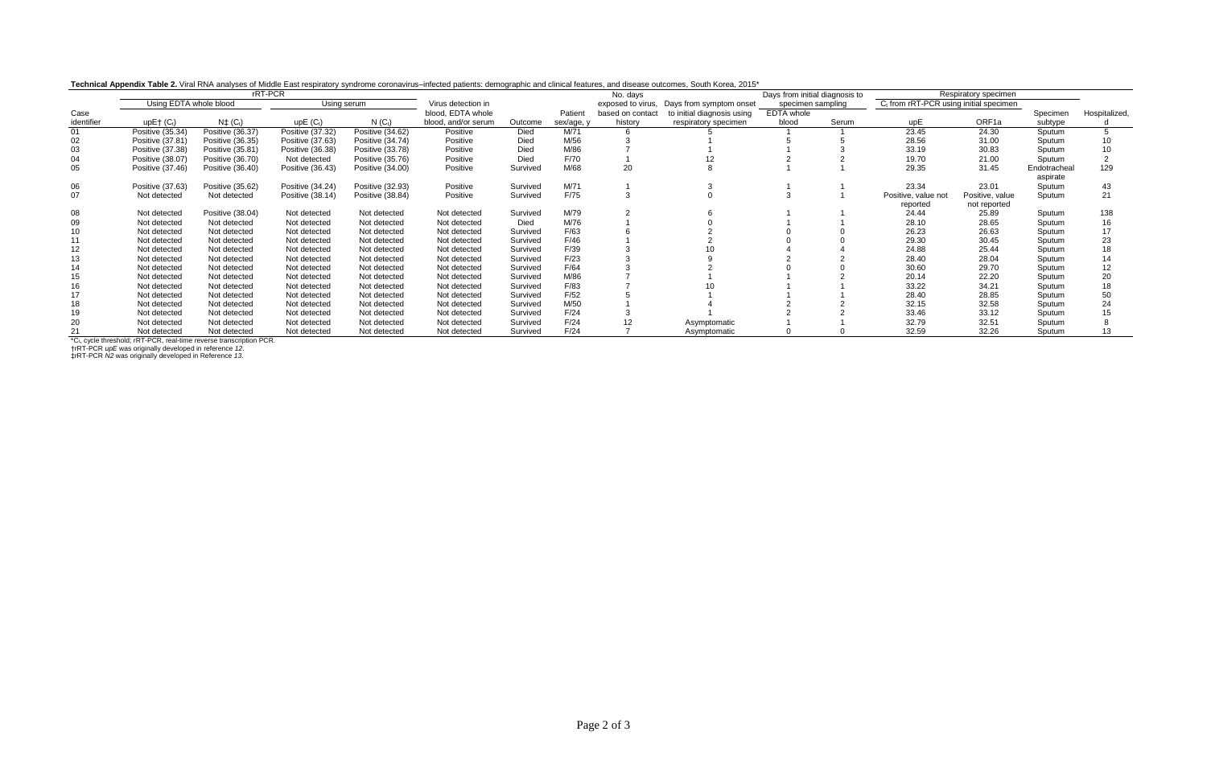**Technical Appendix Table 2.** Viral RNA analyses of Middle East respiratory syndrome coronavirus–infected patients: demographic and clinical features, and disease outcomes, South Korea, 2015*

| Case identifier | rRT-PCR Using EDTA whole blood upE† ($C_t$) | N‡ ($C_t$) | Using serum upE ($C_t$) | N ($C_t$) | Virus detection in blood, EDTA whole blood, and/or serum | Outcome | Patient sex/age, y | No. days exposed to virus, based on contact history | Days from symptom onset to initial diagnosis using respiratory specimen | Days from initial diagnosis to specimen sampling EDTA whole blood | Serum | Respiratory specimen $C_t$ from rRT-PCR using initial specimen upE | ORF1a | Specimen subtype | Hospitalized, d |
|---|---|---|---|---|---|---|---|---|---|---|---|---|---|---|---|
| 01 | Positive (35.34) | Positive (36.37) | Positive (37.32) | Positive (34.62) | Positive | Died | M/71 | 6 | 5 | 1 | 1 | 23.45 | 24.30 | Sputum | 5 |
| 02 | Positive (37.81) | Positive (36.35) | Positive (37.63) | Positive (34.74) | Positive | Died | M/56 | 3 | 1 | 5 | 5 | 28.56 | 31.00 | Sputum | 10 |
| 03 | Positive (37.38) | Positive (35.81) | Positive (36.38) | Positive (33.78) | Positive | Died | M/86 | 7 | 1 | 1 | 3 | 33.19 | 30.83 | Sputum | 10 |
| 04 | Positive (38.07) | Positive (36.70) | Not detected | Positive (35.76) | Positive | Died | F/70 | 1 | 12 | 2 | 2 | 19.70 | 21.00 | Sputum | 2 |
| 05 | Positive (37.46) | Positive (36.40) | Positive (36.43) | Positive (34.00) | Positive | Survived | M/68 | 20 | 8 | 1 | 1 | 29.35 | 31.45 | Endotracheal aspirate | 129 |
| 06 | Positive (37.63) | Positive (35.62) | Positive (34.24) | Positive (32.93) | Positive | Survived | M/71 | 1 | 3 | 1 | 1 | 23.34 | 23.01 | Sputum | 43 |
| 07 | Not detected | Not detected | Positive (38.14) | Positive (38.84) | Positive | Survived | F/75 | 3 | 0 | 3 | 1 | Positive, value not reported | Positive, value not reported | Sputum | 21 |
| 08 | Not detected | Positive (38.04) | Not detected | Not detected | Not detected | Survived | M/79 | 2 | 6 | 1 | 1 | 24.44 | 25.89 | Sputum | 138 |
| 09 | Not detected | Not detected | Not detected | Not detected | Not detected | Died | M/76 | 1 | 0 | 1 | 1 | 28.10 | 28.65 | Sputum | 16 |
| 10 | Not detected | Not detected | Not detected | Not detected | Not detected | Survived | F/63 | 6 | 2 | 0 | 0 | 26.23 | 26.63 | Sputum | 17 |
| 11 | Not detected | Not detected | Not detected | Not detected | Not detected | Survived | F/46 | 1 | 2 | 0 | 0 | 29.30 | 30.45 | Sputum | 23 |
| 12 | Not detected | Not detected | Not detected | Not detected | Not detected | Survived | F/39 | 3 | 10 | 4 | 4 | 24.88 | 25.44 | Sputum | 18 |
| 13 | Not detected | Not detected | Not detected | Not detected | Not detected | Survived | F/23 | 3 | 9 | 2 | 2 | 28.40 | 28.04 | Sputum | 14 |
| 14 | Not detected | Not detected | Not detected | Not detected | Not detected | Survived | F/64 | 3 | 2 | 0 | 0 | 30.60 | 29.70 | Sputum | 12 |
| 15 | Not detected | Not detected | Not detected | Not detected | Not detected | Survived | M/86 | 7 | 1 | 1 | 2 | 20.14 | 22.20 | Sputum | 20 |
| 16 | Not detected | Not detected | Not detected | Not detected | Not detected | Survived | F/83 | 7 | 10 | 1 | 1 | 33.22 | 34.21 | Sputum | 18 |
| 17 | Not detected | Not detected | Not detected | Not detected | Not detected | Survived | F/52 | 5 | 1 | 1 | 1 | 28.40 | 28.85 | Sputum | 50 |
| 18 | Not detected | Not detected | Not detected | Not detected | Not detected | Survived | M/50 | 1 | 4 | 2 | 2 | 32.15 | 32.58 | Sputum | 24 |
| 19 | Not detected | Not detected | Not detected | Not detected | Not detected | Survived | F/24 | 3 | 1 | 2 | 2 | 33.46 | 33.12 | Sputum | 15 |
| 20 | Not detected | Not detected | Not detected | Not detected | Not detected | Survived | F/24 | 12 | Asymptomatic | 1 | 1 | 32.79 | 32.51 | Sputum | 8 |
| 21 | Not detected | Not detected | Not detected | Not detected | Not detected | Survived | F/24 | 7 | Asymptomatic | 0 | 0 | 32.59 | 32.26 | Sputum | 13 |

*$C_t$, cycle threshold; rRT-PCR, real-time reverse transcription PCR.
†rRT-PCR *upE* was originally developed in reference *12*.
‡rRT-PCR *N2* was originally developed in Reference *13*.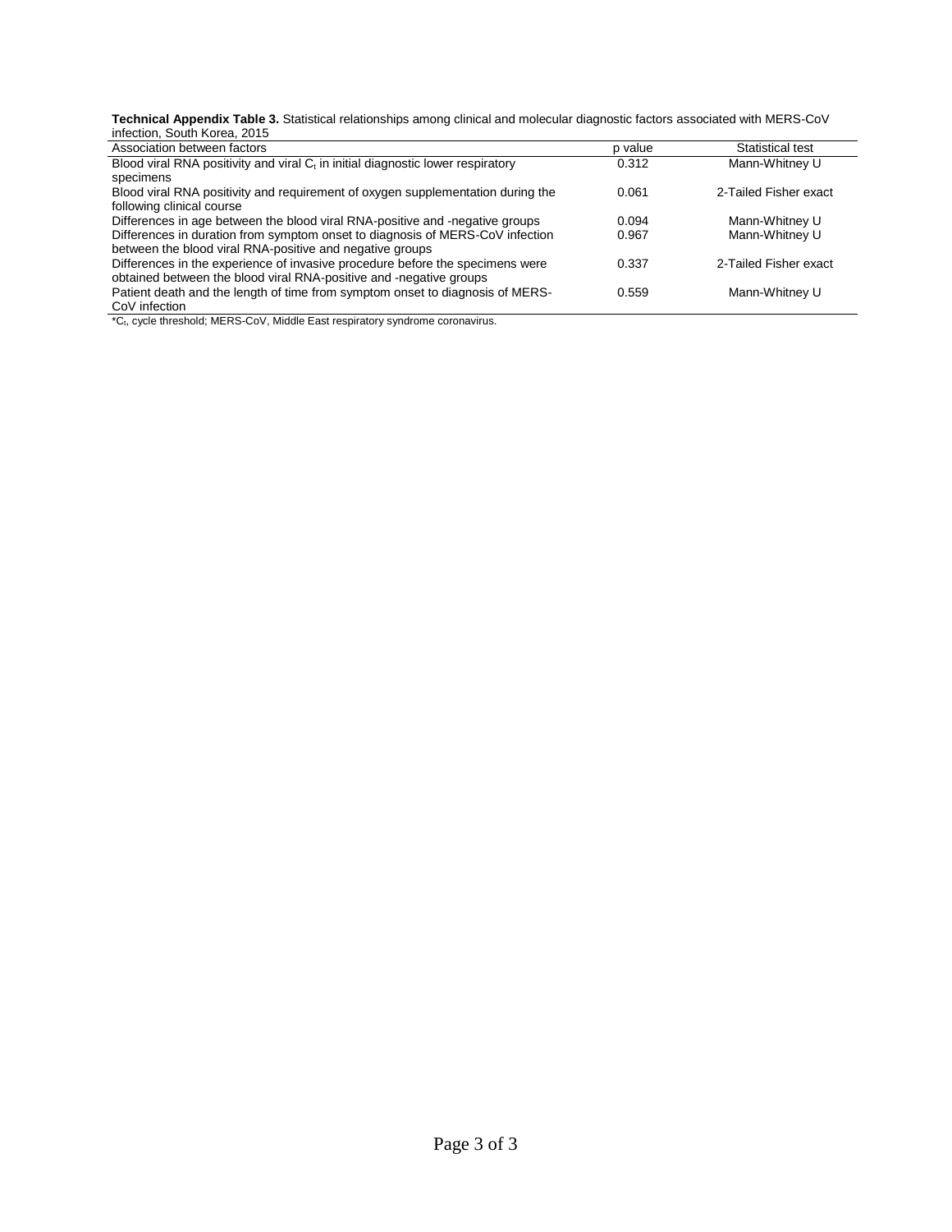**Technical Appendix Table 3.** Statistical relationships among clinical and molecular diagnostic factors associated with MERS-CoV infection, South Korea, 2015

| Association between factors | p value | Statistical test |
| --- | --- | --- |
| Blood viral RNA positivity and viral $C_t$ in initial diagnostic lower respiratory specimens | 0.312 | Mann-Whitney U |
| Blood viral RNA positivity and requirement of oxygen supplementation during the following clinical course | 0.061 | 2-Tailed Fisher exact |
| Differences in age between the blood viral RNA-positive and -negative groups | 0.094 | Mann-Whitney U |
| Differences in duration from symptom onset to diagnosis of MERS-CoV infection between the blood viral RNA-positive and negative groups | 0.967 | Mann-Whitney U |
| Differences in the experience of invasive procedure before the specimens were obtained between the blood viral RNA-positive and -negative groups | 0.337 | 2-Tailed Fisher exact |
| Patient death and the length of time from symptom onset to diagnosis of MERS-CoV infection | 0.559 | Mann-Whitney U |

*$C_t$, cycle threshold; MERS-CoV, Middle East respiratory syndrome coronavirus.